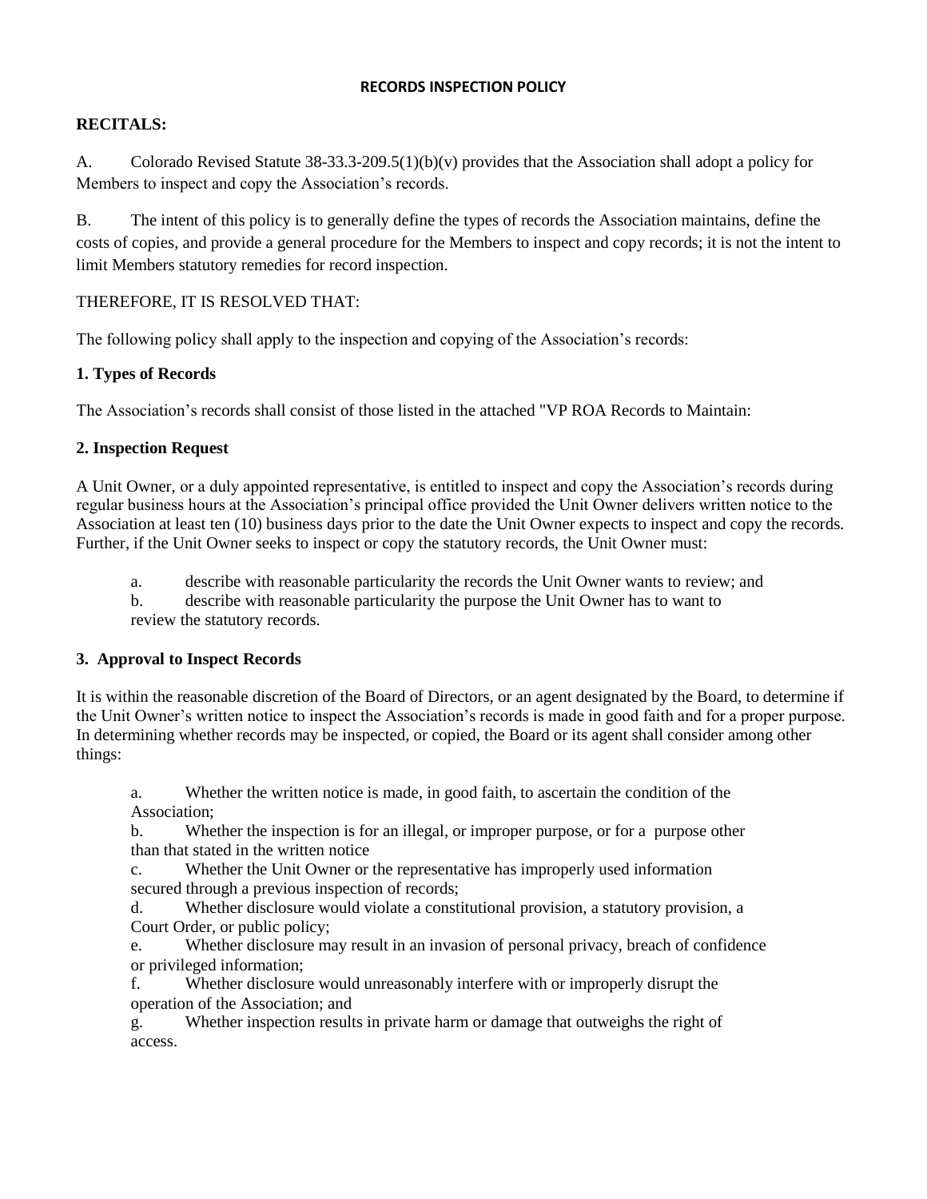**RECORDS INSPECTION POLICY**

**RECITALS:**

A. Colorado Revised Statute 38-33.3-209.5(1)(b)(v) provides that the Association shall adopt a policy for Members to inspect and copy the Association's records.

B. The intent of this policy is to generally define the types of records the Association maintains, define the costs of copies, and provide a general procedure for the Members to inspect and copy records; it is not the intent to limit Members statutory remedies for record inspection.

THEREFORE, IT IS RESOLVED THAT:

The following policy shall apply to the inspection and copying of the Association's records:

**1. Types of Records**

The Association's records shall consist of those listed in the attached "VP ROA Records to Maintain:

**2. Inspection Request**

A Unit Owner, or a duly appointed representative, is entitled to inspect and copy the Association's records during regular business hours at the Association's principal office provided the Unit Owner delivers written notice to the Association at least ten (10) business days prior to the date the Unit Owner expects to inspect and copy the records. Further, if the Unit Owner seeks to inspect or copy the statutory records, the Unit Owner must:

a. describe with reasonable particularity the records the Unit Owner wants to review; and
b. describe with reasonable particularity the purpose the Unit Owner has to want to review the statutory records.

**3. Approval to Inspect Records**

It is within the reasonable discretion of the Board of Directors, or an agent designated by the Board, to determine if the Unit Owner's written notice to inspect the Association's records is made in good faith and for a proper purpose. In determining whether records may be inspected, or copied, the Board or its agent shall consider among other things:

a. Whether the written notice is made, in good faith, to ascertain the condition of the Association;
b. Whether the inspection is for an illegal, or improper purpose, or for a purpose other than that stated in the written notice
c. Whether the Unit Owner or the representative has improperly used information secured through a previous inspection of records;
d. Whether disclosure would violate a constitutional provision, a statutory provision, a Court Order, or public policy;
e. Whether disclosure may result in an invasion of personal privacy, breach of confidence or privileged information;
f. Whether disclosure would unreasonably interfere with or improperly disrupt the operation of the Association; and
g. Whether inspection results in private harm or damage that outweighs the right of access.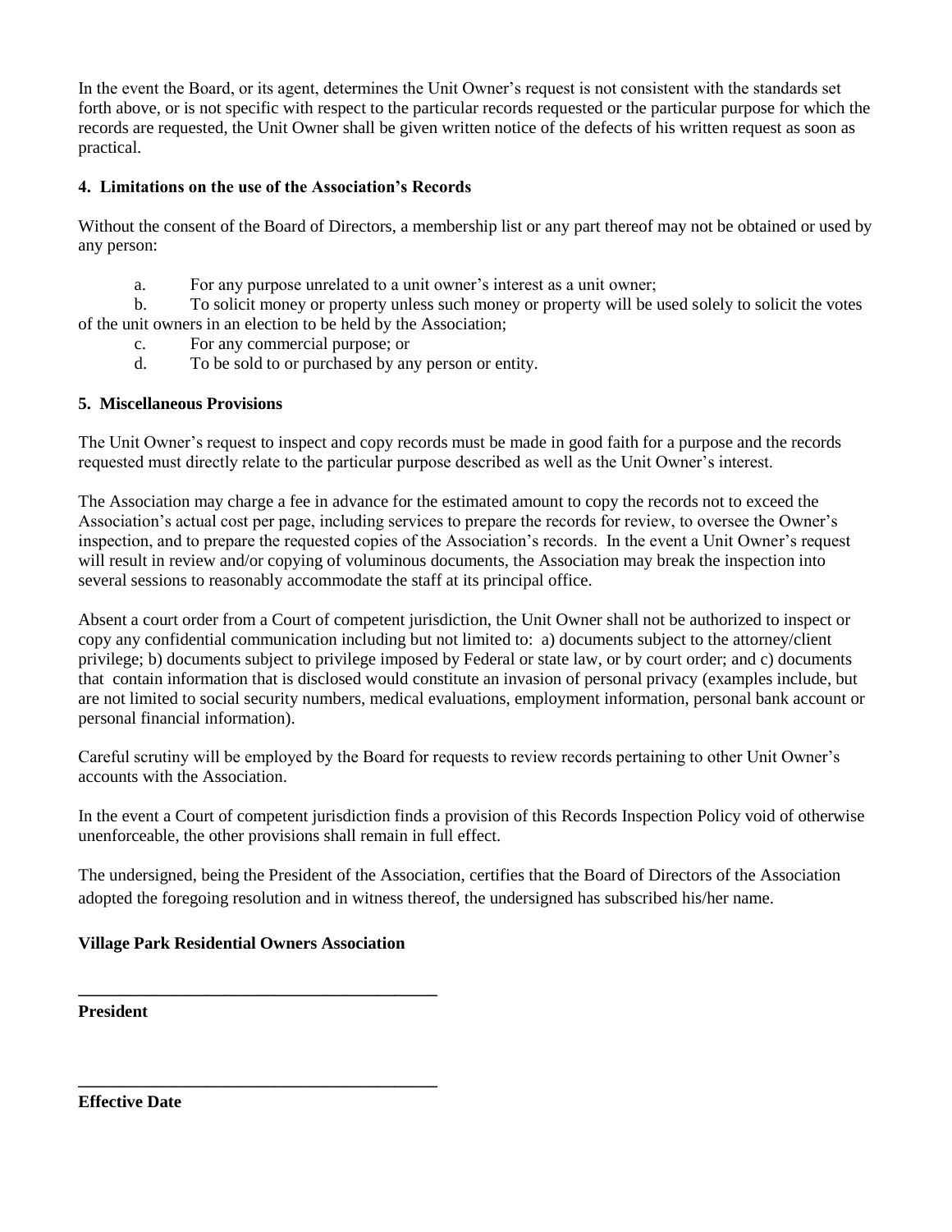In the event the Board, or its agent, determines the Unit Owner's request is not consistent with the standards set forth above, or is not specific with respect to the particular records requested or the particular purpose for which the records are requested, the Unit Owner shall be given written notice of the defects of his written request as soon as practical.

**4. Limitations on the use of the Association's Records**

Without the consent of the Board of Directors, a membership list or any part thereof may not be obtained or used by any person:

a. For any purpose unrelated to a unit owner's interest as a unit owner;

b. To solicit money or property unless such money or property will be used solely to solicit the votes of the unit owners in an election to be held by the Association;

c. For any commercial purpose; or

d. To be sold to or purchased by any person or entity.

**5. Miscellaneous Provisions**

The Unit Owner's request to inspect and copy records must be made in good faith for a purpose and the records requested must directly relate to the particular purpose described as well as the Unit Owner's interest.

The Association may charge a fee in advance for the estimated amount to copy the records not to exceed the Association's actual cost per page, including services to prepare the records for review, to oversee the Owner's inspection, and to prepare the requested copies of the Association's records. In the event a Unit Owner's request will result in review and/or copying of voluminous documents, the Association may break the inspection into several sessions to reasonably accommodate the staff at its principal office.

Absent a court order from a Court of competent jurisdiction, the Unit Owner shall not be authorized to inspect or copy any confidential communication including but not limited to: a) documents subject to the attorney/client privilege; b) documents subject to privilege imposed by Federal or state law, or by court order; and c) documents that contain information that is disclosed would constitute an invasion of personal privacy (examples include, but are not limited to social security numbers, medical evaluations, employment information, personal bank account or personal financial information).

Careful scrutiny will be employed by the Board for requests to review records pertaining to other Unit Owner's accounts with the Association.

In the event a Court of competent jurisdiction finds a provision of this Records Inspection Policy void of otherwise unenforceable, the other provisions shall remain in full effect.

The undersigned, being the President of the Association, certifies that the Board of Directors of the Association adopted the foregoing resolution and in witness thereof, the undersigned has subscribed his/her name.

**Village Park Residential Owners Association**

\_\_\_\_\_\_\_\_\_\_\_\_\_\_\_\_\_\_\_\_\_\_\_\_\_\_\_\_\_\_\_\_\_\_\_\_\_\_\_\_\_\_

**President**

\_\_\_\_\_\_\_\_\_\_\_\_\_\_\_\_\_\_\_\_\_\_\_\_\_\_\_\_\_\_\_\_\_\_\_\_\_\_\_\_\_\_

**Effective Date**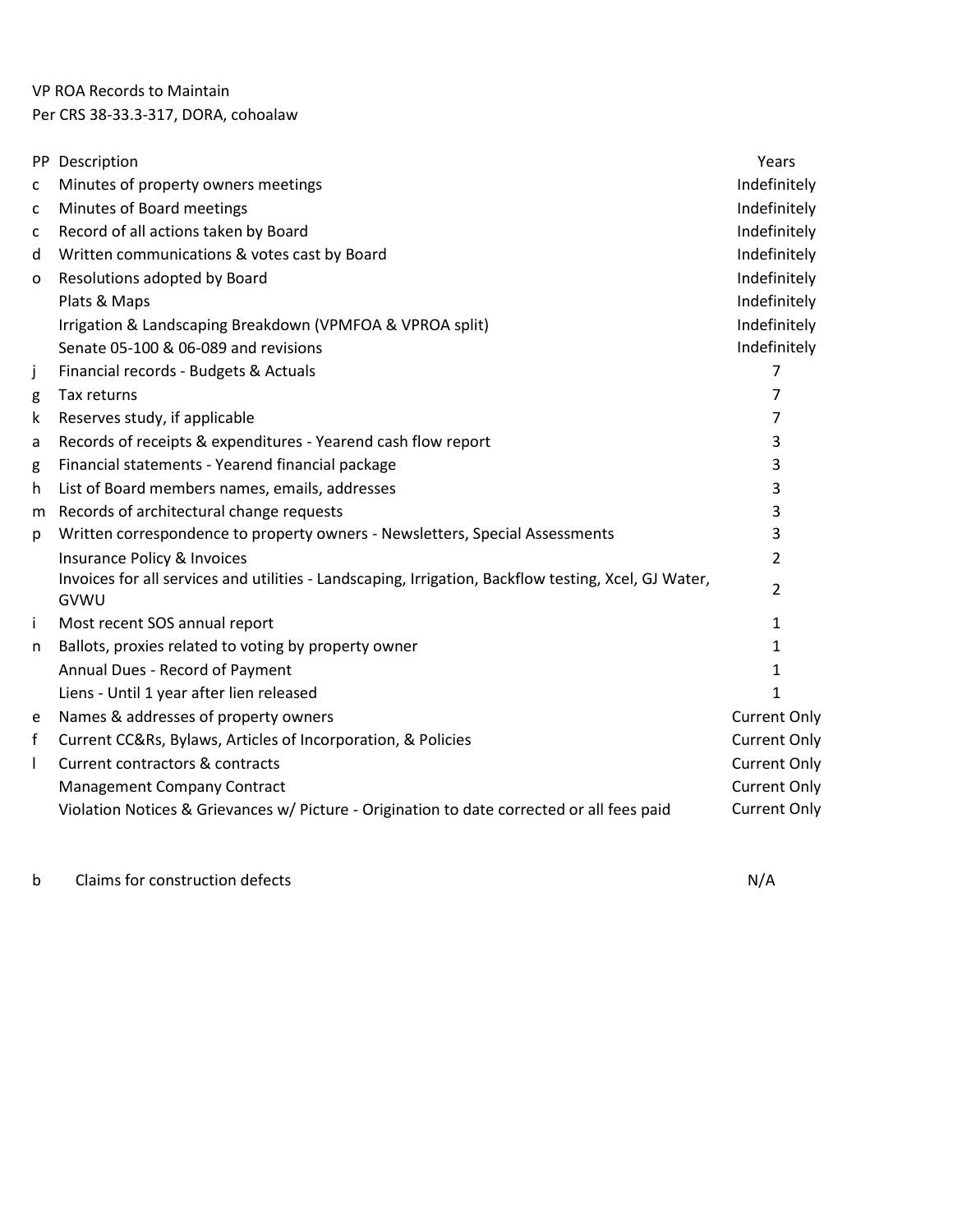VP ROA Records to Maintain
Per CRS 38-33.3-317, DORA, cohoalaw

| PP | Description | Years |
|---|---|---|
| c | Minutes of property owners meetings | Indefinitely |
| c | Minutes of Board meetings | Indefinitely |
| c | Record of all actions taken by Board | Indefinitely |
| d | Written communications & votes cast by Board | Indefinitely |
| o | Resolutions adopted by Board | Indefinitely |
| | Plats & Maps | Indefinitely |
| | Irrigation & Landscaping Breakdown (VPMFOA & VPROA split) | Indefinitely |
| | Senate 05-100 & 06-089 and revisions | Indefinitely |
| j | Financial records - Budgets & Actuals | 7 |
| g | Tax returns | 7 |
| k | Reserves study, if applicable | 7 |
| a | Records of receipts & expenditures - Yearend cash flow report | 3 |
| g | Financial statements - Yearend financial package | 3 |
| h | List of Board members names, emails, addresses | 3 |
| m | Records of architectural change requests | 3 |
| p | Written correspondence to property owners - Newsletters, Special Assessments | 3 |
| | Insurance Policy & Invoices | 2 |
| | Invoices for all services and utilities - Landscaping, Irrigation, Backflow testing, Xcel, GJ Water, GVWU | 2 |
| i | Most recent SOS annual report | 1 |
| n | Ballots, proxies related to voting by property owner | 1 |
| | Annual Dues - Record of Payment | 1 |
| | Liens - Until 1 year after lien released | 1 |
| e | Names & addresses of property owners | Current Only |
| f | Current CC&Rs, Bylaws, Articles of Incorporation, & Policies | Current Only |
| l | Current contractors & contracts | Current Only |
| | Management Company Contract | Current Only |
| | Violation Notices & Grievances w/ Picture - Origination to date corrected or all fees paid | Current Only |
| | | |
| b | Claims for construction defects | N/A |